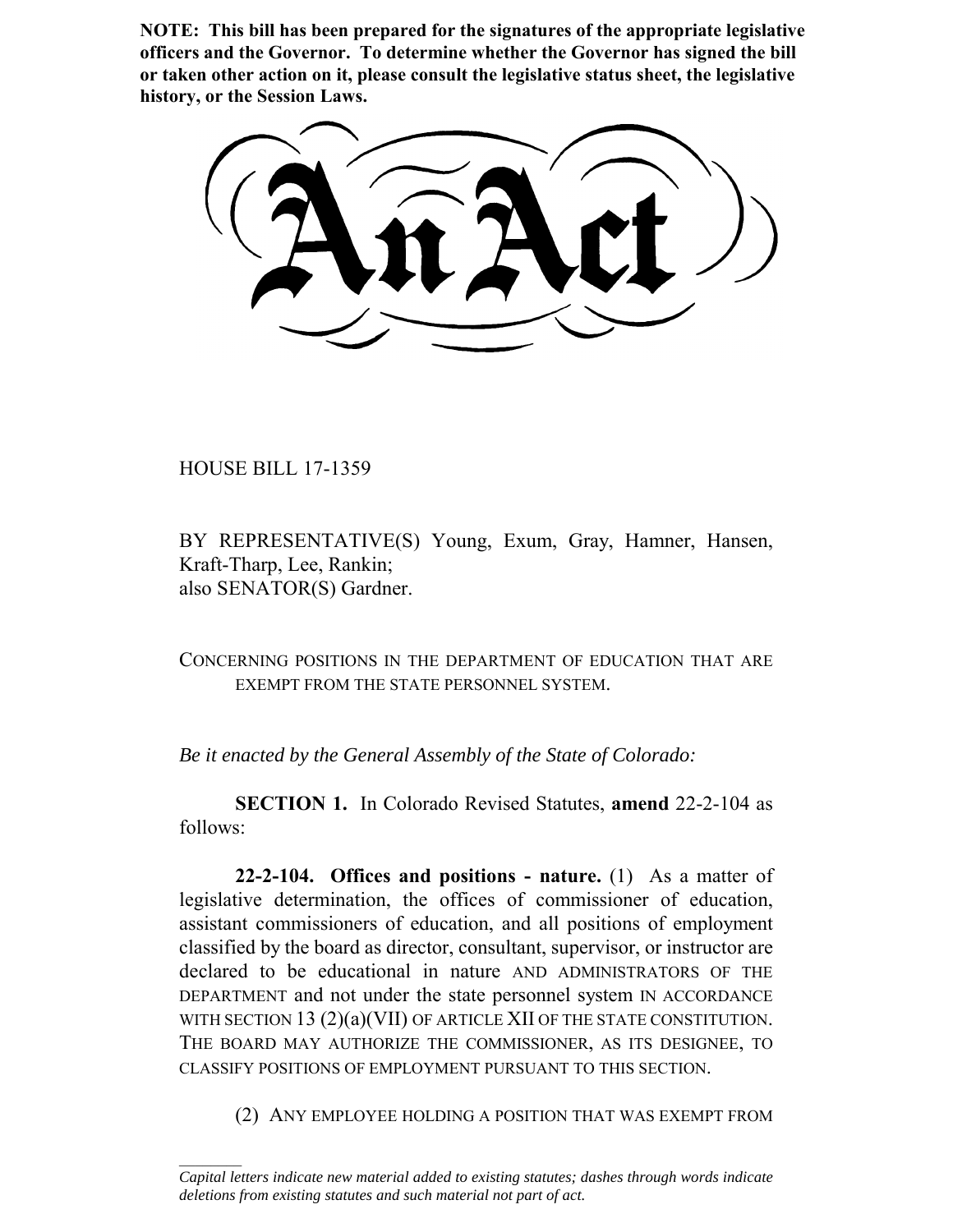**NOTE: This bill has been prepared for the signatures of the appropriate legislative officers and the Governor. To determine whether the Governor has signed the bill or taken other action on it, please consult the legislative status sheet, the legislative history, or the Session Laws.**

# An Act

HOUSE BILL 17-1359

BY REPRESENTATIVE(S) Young, Exum, Gray, Hamner, Hansen, Kraft-Tharp, Lee, Rankin;
also SENATOR(S) Gardner.

CONCERNING POSITIONS IN THE DEPARTMENT OF EDUCATION THAT ARE EXEMPT FROM THE STATE PERSONNEL SYSTEM.

*Be it enacted by the General Assembly of the State of Colorado:*

**SECTION 1.** In Colorado Revised Statutes, **amend** 22-2-104 as follows:

**22-2-104. Offices and positions - nature.** (1) As a matter of legislative determination, the offices of commissioner of education, assistant commissioners of education, and all positions of employment classified by the board as director, consultant, supervisor, or instructor are declared to be educational in nature AND ADMINISTRATORS OF THE DEPARTMENT and not under the state personnel system IN ACCORDANCE WITH SECTION 13 (2)(a)(VII) OF ARTICLE XII OF THE STATE CONSTITUTION. THE BOARD MAY AUTHORIZE THE COMMISSIONER, AS ITS DESIGNEE, TO CLASSIFY POSITIONS OF EMPLOYMENT PURSUANT TO THIS SECTION.

(2) ANY EMPLOYEE HOLDING A POSITION THAT WAS EXEMPT FROM

---

*Capital letters indicate new material added to existing statutes; dashes through words indicate deletions from existing statutes and such material not part of act.*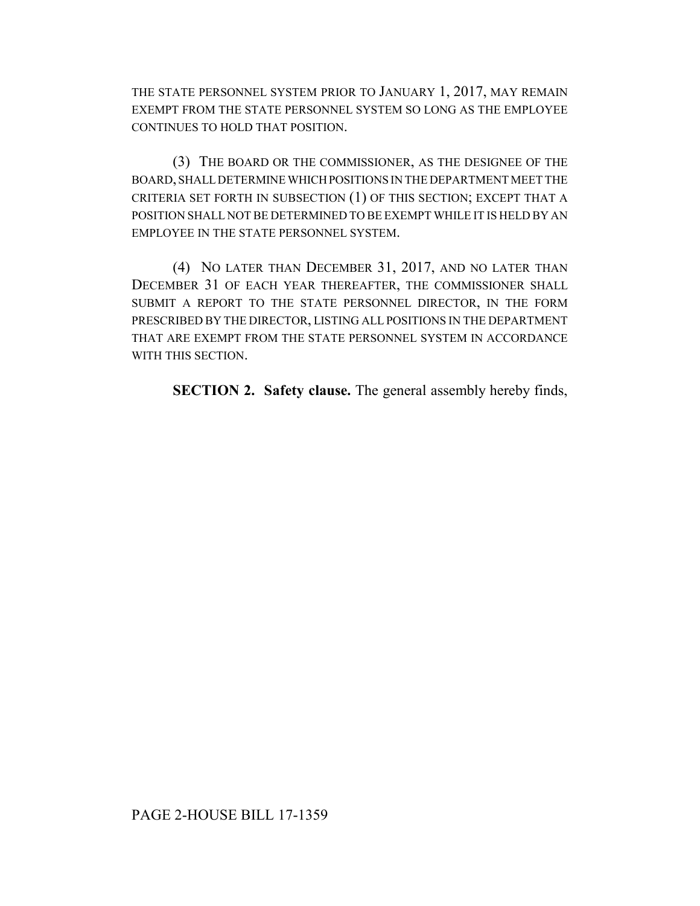THE STATE PERSONNEL SYSTEM PRIOR TO JANUARY 1, 2017, MAY REMAIN EXEMPT FROM THE STATE PERSONNEL SYSTEM SO LONG AS THE EMPLOYEE CONTINUES TO HOLD THAT POSITION.

(3) THE BOARD OR THE COMMISSIONER, AS THE DESIGNEE OF THE BOARD, SHALL DETERMINE WHICH POSITIONS IN THE DEPARTMENT MEET THE CRITERIA SET FORTH IN SUBSECTION (1) OF THIS SECTION; EXCEPT THAT A POSITION SHALL NOT BE DETERMINED TO BE EXEMPT WHILE IT IS HELD BY AN EMPLOYEE IN THE STATE PERSONNEL SYSTEM.

(4) NO LATER THAN DECEMBER 31, 2017, AND NO LATER THAN DECEMBER 31 OF EACH YEAR THEREAFTER, THE COMMISSIONER SHALL SUBMIT A REPORT TO THE STATE PERSONNEL DIRECTOR, IN THE FORM PRESCRIBED BY THE DIRECTOR, LISTING ALL POSITIONS IN THE DEPARTMENT THAT ARE EXEMPT FROM THE STATE PERSONNEL SYSTEM IN ACCORDANCE WITH THIS SECTION.

**SECTION 2. Safety clause.** The general assembly hereby finds,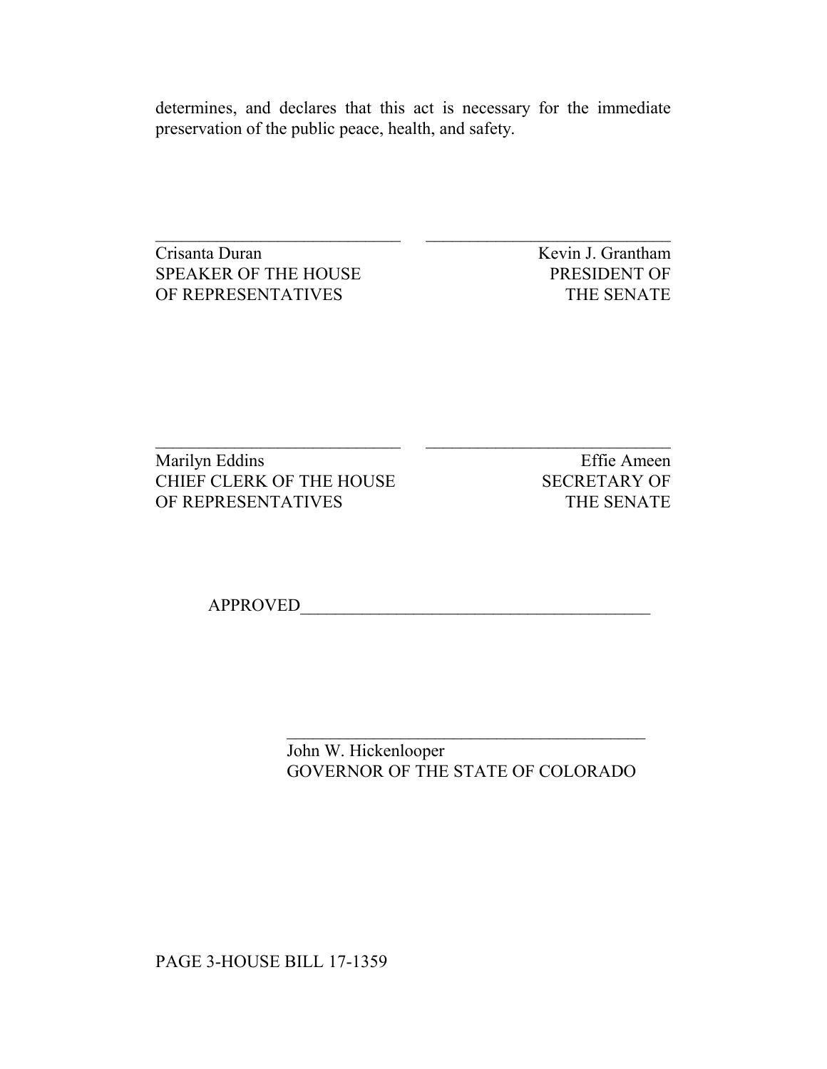determines, and declares that this act is necessary for the immediate preservation of the public peace, health, and safety.

____________________________
Crisanta Duran
SPEAKER OF THE HOUSE
OF REPRESENTATIVES

____________________________
Kevin J. Grantham
PRESIDENT OF
THE SENATE

____________________________
Marilyn Eddins
CHIEF CLERK OF THE HOUSE
OF REPRESENTATIVES

____________________________
Effie Ameen
SECRETARY OF
THE SENATE

APPROVED________________________________________

____________________________________________
John W. Hickenlooper
GOVERNOR OF THE STATE OF COLORADO

PAGE 3-HOUSE BILL 17-1359